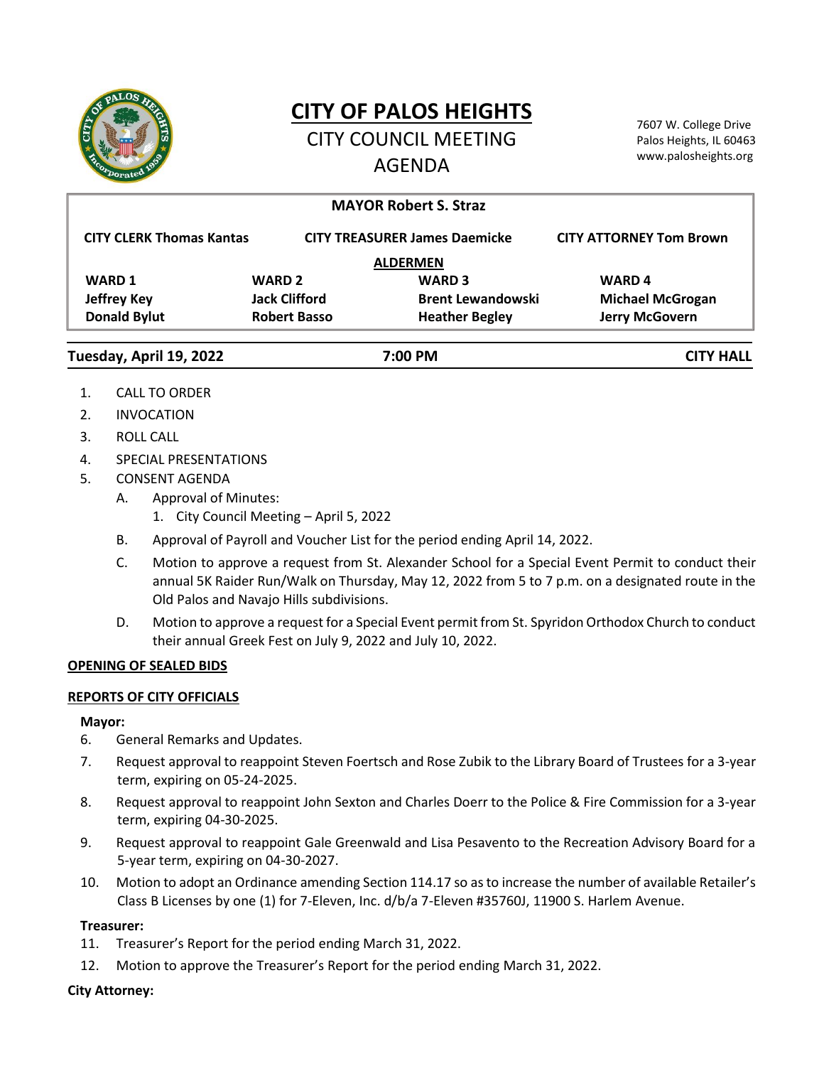# CITY OF PALOS HEIGHTS

## CITY COUNCIL MEETING
## AGENDA

7607 W. College Drive
Palos Heights, IL 60463
www.palosheights.org

**MAYOR Robert S. Straz**

**CITY CLERK Thomas Kantas** | **CITY TREASURER James Daemicke** | **CITY ATTORNEY Tom Brown**

**ALDERMEN**

| **WARD 1** | **WARD 2** | **WARD 3** | **WARD 4** |
|---|---|---|---|
| **Jeffrey Key** | **Jack Clifford** | **Brent Lewandowski** | **Michael McGrogan** |
| **Donald Bylut** | **Robert Basso** | **Heather Begley** | **Jerry McGovern** |

**Tuesday, April 19, 2022** | **7:00 PM** | **CITY HALL**

1. CALL TO ORDER
2. INVOCATION
3. ROLL CALL
4. SPECIAL PRESENTATIONS
5. CONSENT AGENDA
   - A. Approval of Minutes:
     1. City Council Meeting – April 5, 2022
   - B. Approval of Payroll and Voucher List for the period ending April 14, 2022.
   - C. Motion to approve a request from St. Alexander School for a Special Event Permit to conduct their annual 5K Raider Run/Walk on Thursday, May 12, 2022 from 5 to 7 p.m. on a designated route in the Old Palos and Navajo Hills subdivisions.
   - D. Motion to approve a request for a Special Event permit from St. Spyridon Orthodox Church to conduct their annual Greek Fest on July 9, 2022 and July 10, 2022.

**OPENING OF SEALED BIDS**

**REPORTS OF CITY OFFICIALS**

**Mayor:**

6. General Remarks and Updates.
7. Request approval to reappoint Steven Foertsch and Rose Zubik to the Library Board of Trustees for a 3-year term, expiring on 05-24-2025.
8. Request approval to reappoint John Sexton and Charles Doerr to the Police & Fire Commission for a 3-year term, expiring 04-30-2025.
9. Request approval to reappoint Gale Greenwald and Lisa Pesavento to the Recreation Advisory Board for a 5-year term, expiring on 04-30-2027.
10. Motion to adopt an Ordinance amending Section 114.17 so as to increase the number of available Retailer's Class B Licenses by one (1) for 7-Eleven, Inc. d/b/a 7-Eleven #35760J, 11900 S. Harlem Avenue.

**Treasurer:**

11. Treasurer's Report for the period ending March 31, 2022.
12. Motion to approve the Treasurer's Report for the period ending March 31, 2022.

**City Attorney:**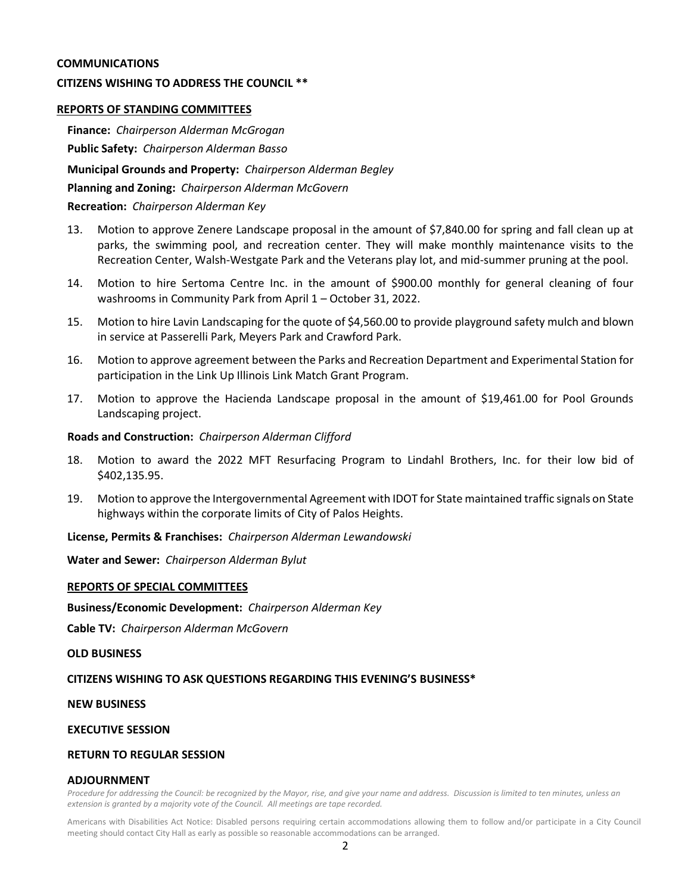**COMMUNICATIONS**

**CITIZENS WISHING TO ADDRESS THE COUNCIL ****

## REPORTS OF STANDING COMMITTEES

**Finance:** *Chairperson Alderman McGrogan*

**Public Safety:** *Chairperson Alderman Basso*

**Municipal Grounds and Property:** *Chairperson Alderman Begley*

**Planning and Zoning:** *Chairperson Alderman McGovern*

**Recreation:** *Chairperson Alderman Key*

13. Motion to approve Zenere Landscape proposal in the amount of $7,840.00 for spring and fall clean up at parks, the swimming pool, and recreation center. They will make monthly maintenance visits to the Recreation Center, Walsh-Westgate Park and the Veterans play lot, and mid-summer pruning at the pool.
14. Motion to hire Sertoma Centre Inc. in the amount of $900.00 monthly for general cleaning of four washrooms in Community Park from April 1 – October 31, 2022.
15. Motion to hire Lavin Landscaping for the quote of $4,560.00 to provide playground safety mulch and blown in service at Passerelli Park, Meyers Park and Crawford Park.
16. Motion to approve agreement between the Parks and Recreation Department and Experimental Station for participation in the Link Up Illinois Link Match Grant Program.
17. Motion to approve the Hacienda Landscape proposal in the amount of $19,461.00 for Pool Grounds Landscaping project.

**Roads and Construction:** *Chairperson Alderman Clifford*

18. Motion to award the 2022 MFT Resurfacing Program to Lindahl Brothers, Inc. for their low bid of $402,135.95.
19. Motion to approve the Intergovernmental Agreement with IDOT for State maintained traffic signals on State highways within the corporate limits of City of Palos Heights.

**License, Permits & Franchises:** *Chairperson Alderman Lewandowski*

**Water and Sewer:** *Chairperson Alderman Bylut*

## REPORTS OF SPECIAL COMMITTEES

**Business/Economic Development:** *Chairperson Alderman Key*

**Cable TV:** *Chairperson Alderman McGovern*

**OLD BUSINESS**

**CITIZENS WISHING TO ASK QUESTIONS REGARDING THIS EVENING'S BUSINESS***

**NEW BUSINESS**

**EXECUTIVE SESSION**

**RETURN TO REGULAR SESSION**

**ADJOURNMENT**

*Procedure for addressing the Council: be recognized by the Mayor, rise, and give your name and address. Discussion is limited to ten minutes, unless an extension is granted by a majority vote of the Council. All meetings are tape recorded.*

Americans with Disabilities Act Notice: Disabled persons requiring certain accommodations allowing them to follow and/or participate in a City Council meeting should contact City Hall as early as possible so reasonable accommodations can be arranged.